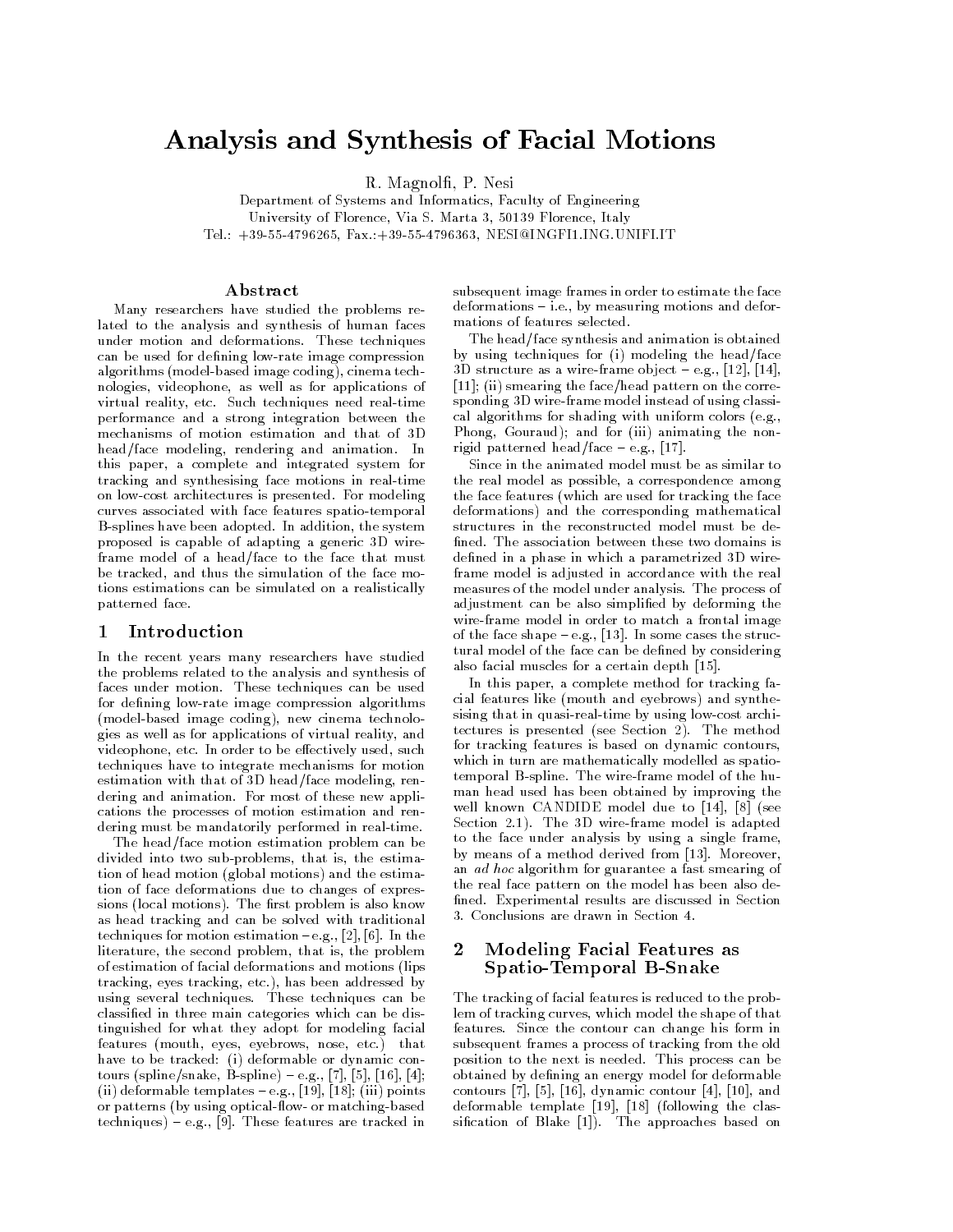# Analysis and Synthesis of Facial Motions

R. Magnolfi, P. Nesi

Department of Systems and Informatics, Faculty of Engineering
University of Florence, Via S. Marta 3, 50139 Florence, Italy
Tel.: +39-55-4796265, Fax.:+39-55-4796363, NESI@INGFI1.ING.UNIFI.IT

## Abstract

Many researchers have studied the problems related to the analysis and synthesis of human faces under motion and deformations. These techniques can be used for defining low-rate image compression algorithms (model-based image coding), cinema technologies, videophone, as well as for applications of virtual reality, etc. Such techniques need real-time performance and a strong integration between the mechanisms of motion estimation and that of 3D head/face modeling, rendering and animation. In this paper, a complete and integrated system for tracking and synthesising face motions in real-time on low-cost architectures is presented. For modeling curves associated with face features spatio-temporal B-splines have been adopted. In addition, the system proposed is capable of adapting a generic 3D wire-frame model of a head/face to the face that must be tracked, and thus the simulation of the face motions estimations can be simulated on a realistically patterned face.

## 1 Introduction

In the recent years many researchers have studied the problems related to the analysis and synthesis of faces under motion. These techniques can be used for defining low-rate image compression algorithms (model-based image coding), new cinema technologies as well as for applications of virtual reality, and videophone, etc. In order to be effectively used, such techniques have to integrate mechanisms for motion estimation with that of 3D head/face modeling, rendering and animation. For most of these new applications the processes of motion estimation and rendering must be mandatorily performed in real-time.

The head/face motion estimation problem can be divided into two sub-problems, that is, the estimation of head motion (global motions) and the estimation of face deformations due to changes of expressions (local motions). The first problem is also know as head tracking and can be solved with traditional techniques for motion estimation – e.g., [2], [6]. In the literature, the second problem, that is, the problem of estimation of facial deformations and motions (lips tracking, eyes tracking, etc.), has been addressed by using several techniques. These techniques can be classified in three main categories which can be distinguished for what they adopt for modeling facial features (mouth, eyes, eyebrows, nose, etc.) that have to be tracked: (i) deformable or dynamic contours (spline/snake, B-spline) – e.g., [7], [5], [16], [4]; (ii) deformable templates – e.g., [19], [18]; (iii) points or patterns (by using optical-flow- or matching-based techniques) – e.g., [9]. These features are tracked in subsequent image frames in order to estimate the face deformations – i.e., by measuring motions and deformations of features selected.

The head/face synthesis and animation is obtained by using techniques for (i) modeling the head/face 3D structure as a wire-frame object – e.g., [12], [14], [11]; (ii) smearing the face/head pattern on the corresponding 3D wire-frame model instead of using classical algorithms for shading with uniform colors (e.g., Phong, Gouraud); and for (iii) animating the non-rigid patterned head/face – e.g., [17].

Since in the animated model must be as similar to the real model as possible, a correspondence among the face features (which are used for tracking the face deformations) and the corresponding mathematical structures in the reconstructed model must be defined. The association between these two domains is defined in a phase in which a parametrized 3D wire-frame model is adjusted in accordance with the real measures of the model under analysis. The process of adjustment can be also simplified by deforming the wire-frame model in order to match a frontal image of the face shape – e.g., [13]. In some cases the structural model of the face can be defined by considering also facial muscles for a certain depth [15].

In this paper, a complete method for tracking facial features like (mouth and eyebrows) and synthesising that in quasi-real-time by using low-cost architectures is presented (see Section 2). The method for tracking features is based on dynamic contours, which in turn are mathematically modelled as spatio-temporal B-spline. The wire-frame model of the human head used has been obtained by improving the well known CANDIDE model due to [14], [8] (see Section 2.1). The 3D wire-frame model is adapted to the face under analysis by using a single frame, by means of a method derived from [13]. Moreover, an *ad hoc* algorithm for guarantee a fast smearing of the real face pattern on the model has been also defined. Experimental results are discussed in Section 3. Conclusions are drawn in Section 4.

## 2 Modeling Facial Features as Spatio-Temporal B-Snake

The tracking of facial features is reduced to the problem of tracking curves, which model the shape of that features. Since the contour can change his form in subsequent frames a process of tracking from the old position to the next is needed. This process can be obtained by defining an energy model for deformable contours [7], [5], [16], dynamic contour [4], [10], and deformable template [19], [18] (following the classification of Blake [1]). The approaches based on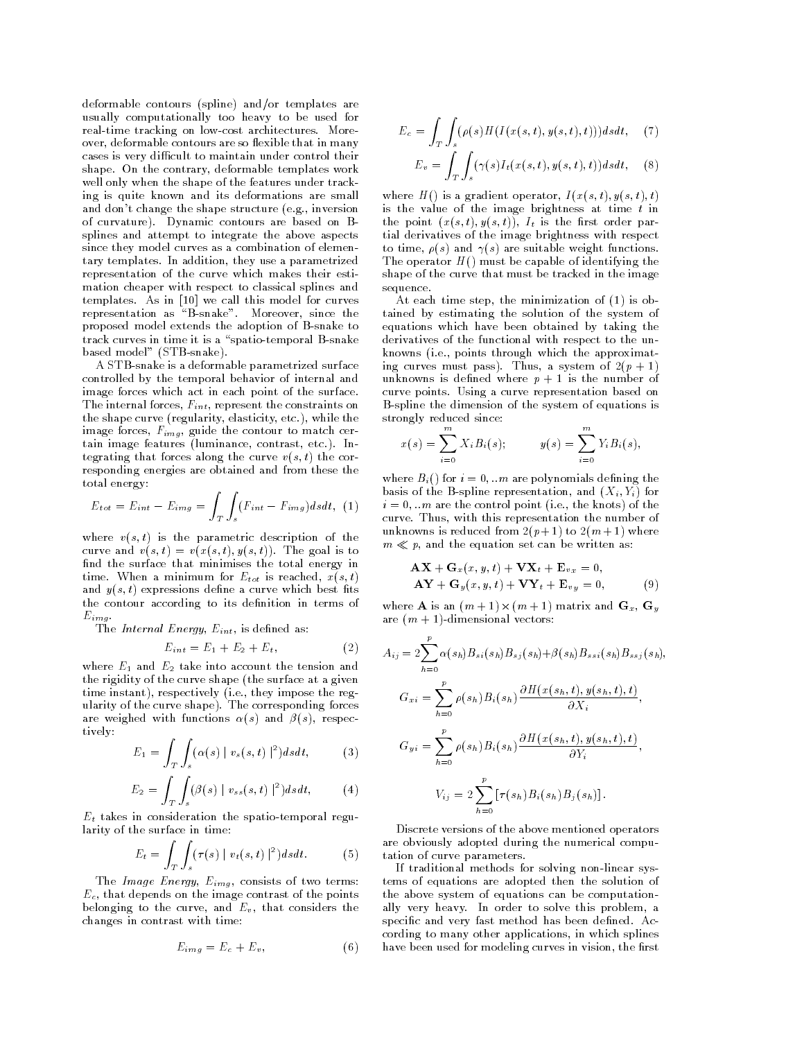deformable contours (spline) and/or templates are usually computationally too heavy to be used for real-time tracking on low-cost architectures. Moreover, deformable contours are so flexible that in many cases is very difficult to maintain under control their shape. On the contrary, deformable templates work well only when the shape of the features under tracking is quite known and its deformations are small and don't change the shape structure (e.g., inversion of curvature). Dynamic contours are based on B-splines and attempt to integrate the above aspects since they model curves as a combination of elementary templates. In addition, they use a parametrized representation of the curve which makes their estimation cheaper with respect to classical splines and templates. As in [10] we call this model for curves representation as "B-snake". Moreover, since the proposed model extends the adoption of B-snake to track curves in time it is a "spatio-temporal B-snake based model" (STB-snake).

A STB-snake is a deformable parametrized surface controlled by the temporal behavior of internal and image forces which act in each point of the surface. The internal forces, $F_{int}$, represent the constraints on the shape curve (regularity, elasticity, etc.), while the image forces, $F_{img}$, guide the contour to match certain image features (luminance, contrast, etc.). Integrating that forces along the curve $v(s,t)$ the corresponding energies are obtained and from these the total energy:

$$E_{tot} = E_{int} - E_{img} = \int_T \int_s (F_{int} - F_{img}) ds dt, \quad (1)$$

where $v(s,t)$ is the parametric description of the curve and $v(s,t) = v(x(s,t), y(s,t))$. The goal is to find the surface that minimises the total energy in time. When a minimum for $E_{tot}$ is reached, $x(s,t)$ and $y(s,t)$ expressions define a curve which best fits the contour according to its definition in terms of $E_{img}$.

The *Internal Energy*, $E_{int}$, is defined as:

$$E_{int} = E_1 + E_2 + E_t, \quad (2)$$

where $E_1$ and $E_2$ take into account the tension and the rigidity of the curve shape (the surface at a given time instant), respectively (i.e., they impose the regularity of the curve shape). The corresponding forces are weighed with functions $\alpha(s)$ and $\beta(s)$, respectively:

$$E_1 = \int_T \int_s (\alpha(s) \mid v_s(s,t) \mid^2) ds dt, \quad (3)$$

$$E_2 = \int_T \int_s (\beta(s) \mid v_{ss}(s,t) \mid^2) ds dt, \quad (4)$$

$E_t$ takes in consideration the spatio-temporal regularity of the surface in time:

$$E_t = \int_T \int_s (\tau(s) \mid v_t(s,t) \mid^2) ds dt. \quad (5)$$

The *Image Energy*, $E_{img}$, consists of two terms: $E_c$, that depends on the image contrast of the points belonging to the curve, and $E_v$, that considers the changes in contrast with time:

$$E_{img} = E_c + E_v, \quad (6)$$

$$E_c = \int_T \int_s (\rho(s) H(I(x(s,t), y(s,t), t))) ds dt, \quad (7)$$

$$E_v = \int_T \int_s (\gamma(s) I_t(x(s,t), y(s,t), t)) ds dt, \quad (8)$$

where $H()$ is a gradient operator, $I(x(s,t), y(s,t), t)$ is the value of the image brightness at time $t$ in the point $(x(s,t), y(s,t))$, $I_t$ is the first order partial derivatives of the image brightness with respect to time, $\rho(s)$ and $\gamma(s)$ are suitable weight functions. The operator $H()$ must be capable of identifying the shape of the curve that must be tracked in the image sequence.

At each time step, the minimization of (1) is obtained by estimating the solution of the system of equations which have been obtained by taking the derivatives of the functional with respect to the unknowns (i.e., points through which the approximating curves must pass). Thus, a system of $2(p+1)$ unknowns is defined where $p+1$ is the number of curve points. Using a curve representation based on B-spline the dimension of the system of equations is strongly reduced since:

$$x(s) = \sum_{i=0}^{m} X_i B_i(s); \qquad y(s) = \sum_{i=0}^{m} Y_i B_i(s),$$

where $B_i()$ for $i = 0, ..m$ are polynomials defining the basis of the B-spline representation, and $(X_i, Y_i)$ for $i = 0, ..m$ are the control point (i.e., the knots) of the curve. Thus, with this representation the number of unknowns is reduced from $2(p+1)$ to $2(m+1)$ where $m \ll p$, and the equation set can be written as:

$$\begin{aligned} \mathbf{AX} + \mathbf{G}_x(x,y,t) + \mathbf{VX}_t + \mathbf{E}_{vx} = 0, \\ \mathbf{AY} + \mathbf{G}_y(x,y,t) + \mathbf{VY}_t + \mathbf{E}_{vy} = 0, \end{aligned} \quad (9)$$

where $\mathbf{A}$ is an $(m+1) \times (m+1)$ matrix and $\mathbf{G}_x$, $\mathbf{G}_y$ are $(m+1)$-dimensional vectors:

$$A_{ij} = 2 \sum_{h=0}^{p} \alpha(s_h) B_{si}(s_h) B_{sj}(s_h) + \beta(s_h) B_{ssi}(s_h) B_{ssj}(s_h),$$

$$G_{xi} = \sum_{h=0}^{p} \rho(s_h) B_i(s_h) \frac{\partial H(x(s_h,t), y(s_h,t), t)}{\partial X_i},$$

$$G_{yi} = \sum_{h=0}^{p} \rho(s_h) B_i(s_h) \frac{\partial H(x(s_h,t), y(s_h,t), t)}{\partial Y_i},$$

$$V_{ij} = 2 \sum_{h=0}^{p} [\tau(s_h) B_i(s_h) B_j(s_h)].$$

Discrete versions of the above mentioned operators are obviously adopted during the numerical computation of curve parameters.

If traditional methods for solving non-linear systems of equations are adopted then the solution of the above system of equations can be computationally very heavy. In order to solve this problem, a specific and very fast method has been defined. According to many other applications, in which splines have been used for modeling curves in vision, the first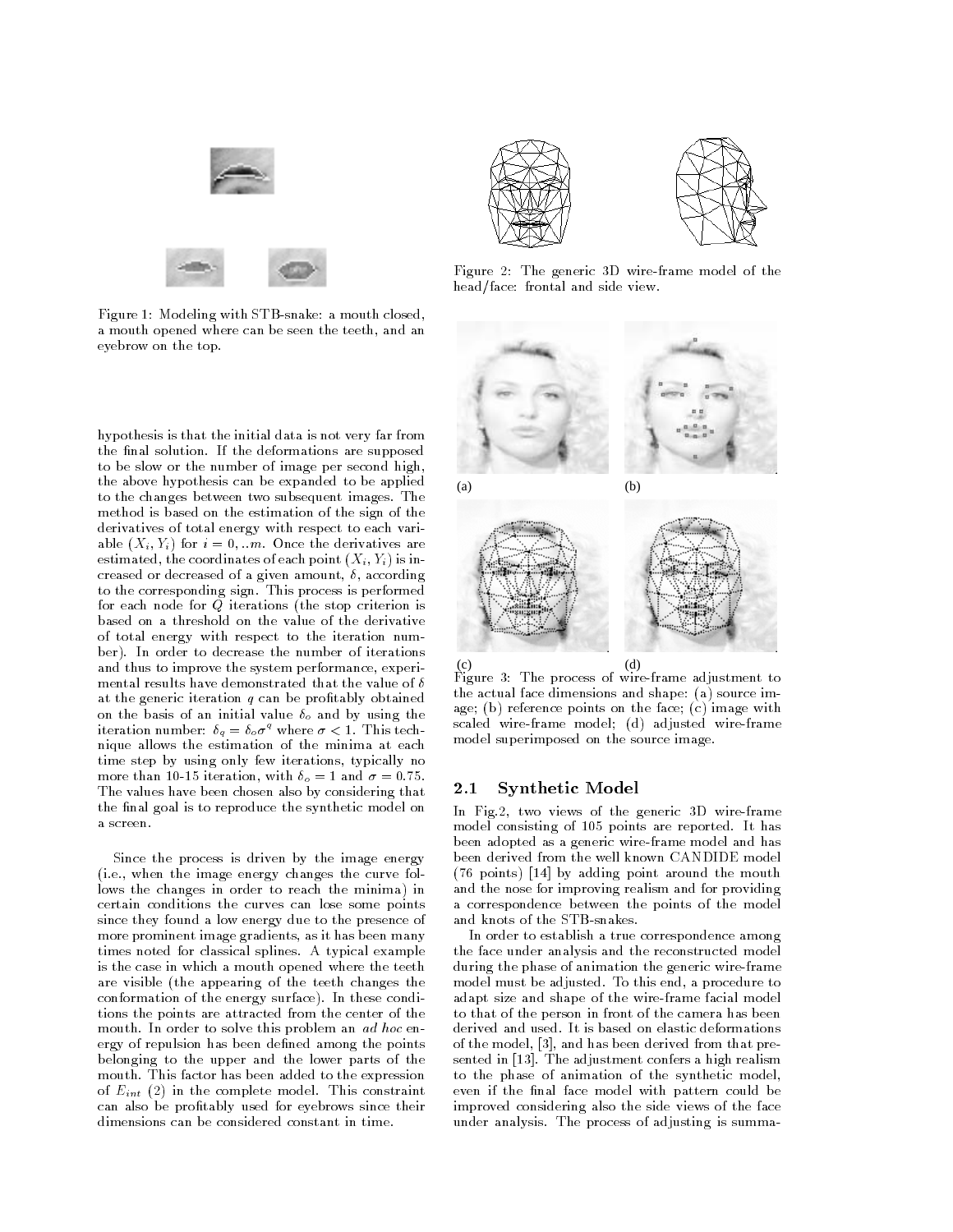Figure 1: Modeling with STB-snake: a mouth closed, a mouth opened where can be seen the teeth, and an eyebrow on the top.

hypothesis is that the initial data is not very far from the final solution. If the deformations are supposed to be slow or the number of image per second high, the above hypothesis can be expanded to be applied to the changes between two subsequent images. The method is based on the estimation of the sign of the derivatives of total energy with respect to each variable $(X_i, Y_i)$ for $i = 0, ..m$. Once the derivatives are estimated, the coordinates of each point $(X_i, Y_i)$ is increased or decreased of a given amount, $\delta$, according to the corresponding sign. This process is performed for each node for $Q$ iterations (the stop criterion is based on a threshold on the value of the derivative of total energy with respect to the iteration number). In order to decrease the number of iterations and thus to improve the system performance, experimental results have demonstrated that the value of $\delta$ at the generic iteration $q$ can be profitably obtained on the basis of an initial value $\delta_o$ and by using the iteration number: $\delta_q = \delta_o \sigma^q$ where $\sigma < 1$. This technique allows the estimation of the minima at each time step by using only few iterations, typically no more than 10-15 iteration, with $\delta_o = 1$ and $\sigma = 0.75$. The values have been chosen also by considering that the final goal is to reproduce the synthetic model on a screen.

Since the process is driven by the image energy (i.e., when the image energy changes the curve follows the changes in order to reach the minima) in certain conditions the curves can lose some points since they found a low energy due to the presence of more prominent image gradients, as it has been many times noted for classical splines. A typical example is the case in which a mouth opened where the teeth are visible (the appearing of the teeth changes the conformation of the energy surface). In these conditions the points are attracted from the center of the mouth. In order to solve this problem an *ad hoc* energy of repulsion has been defined among the points belonging to the upper and the lower parts of the mouth. This factor has been added to the expression of $E_{int}$ (2) in the complete model. This constraint can also be profitably used for eyebrows since their dimensions can be considered constant in time.

Figure 2: The generic 3D wire-frame model of the head/face: frontal and side view.

Figure 3: The process of wire-frame adjustment to the actual face dimensions and shape: (a) source image; (b) reference points on the face; (c) image with scaled wire-frame model; (d) adjusted wire-frame model superimposed on the source image.

### 2.1 Synthetic Model

In Fig.2, two views of the generic 3D wire-frame model consisting of 105 points are reported. It has been adopted as a generic wire-frame model and has been derived from the well known CANDIDE model (76 points) [14] by adding point around the mouth and the nose for improving realism and for providing a correspondence between the points of the model and knots of the STB-snakes.

In order to establish a true correspondence among the face under analysis and the reconstructed model during the phase of animation the generic wire-frame model must be adjusted. To this end, a procedure to adapt size and shape of the wire-frame facial model to that of the person in front of the camera has been derived and used. It is based on elastic deformations of the model, [3], and has been derived from that presented in [13]. The adjustment confers a high realism to the phase of animation of the synthetic model, even if the final face model with pattern could be improved considering also the side views of the face under analysis. The process of adjusting is summa-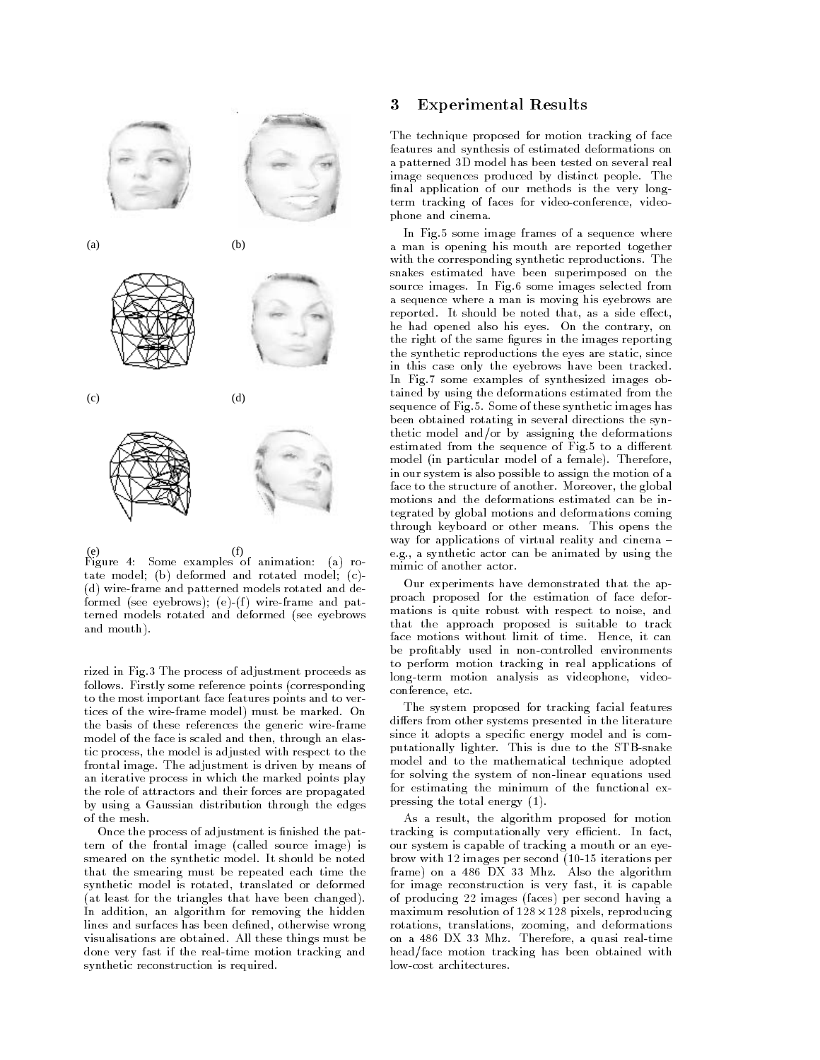(a) (b)

(c) (d)

(e) (f)

Figure 4: Some examples of animation: (a) rotate model; (b) deformed and rotated model; (c)-(d) wire-frame and patterned models rotated and deformed (see eyebrows); (e)-(f) wire-frame and patterned models rotated and deformed (see eyebrows and mouth).

rized in Fig.3 The process of adjustment proceeds as follows. Firstly some reference points (corresponding to the most important face features points and to vertices of the wire-frame model) must be marked. On the basis of these references the generic wire-frame model of the face is scaled and then, through an elastic process, the model is adjusted with respect to the frontal image. The adjustment is driven by means of an iterative process in which the marked points play the role of attractors and their forces are propagated by using a Gaussian distribution through the edges of the mesh.

Once the process of adjustment is finished the pattern of the frontal image (called source image) is smeared on the synthetic model. It should be noted that the smearing must be repeated each time the synthetic model is rotated, translated or deformed (at least for the triangles that have been changed). In addition, an algorithm for removing the hidden lines and surfaces has been defined, otherwise wrong visualisations are obtained. All these things must be done very fast if the real-time motion tracking and synthetic reconstruction is required.

## 3 Experimental Results

The technique proposed for motion tracking of face features and synthesis of estimated deformations on a patterned 3D model has been tested on several real image sequences produced by distinct people. The final application of our methods is the very long-term tracking of faces for video-conference, videophone and cinema.

In Fig.5 some image frames of a sequence where a man is opening his mouth are reported together with the corresponding synthetic reproductions. The snakes estimated have been superimposed on the source images. In Fig.6 some images selected from a sequence where a man is moving his eyebrows are reported. It should be noted that, as a side effect, he had opened also his eyes. On the contrary, on the right of the same figures in the images reporting the synthetic reproductions the eyes are static, since in this case only the eyebrows have been tracked. In Fig.7 some examples of synthesized images obtained by using the deformations estimated from the sequence of Fig.5. Some of these synthetic images has been obtained rotating in several directions the synthetic model and/or by assigning the deformations estimated from the sequence of Fig.5 to a different model (in particular model of a female). Therefore, in our system is also possible to assign the motion of a face to the structure of another. Moreover, the global motions and the deformations estimated can be integrated by global motions and deformations coming through keyboard or other means. This opens the way for applications of virtual reality and cinema – e.g., a synthetic actor can be animated by using the mimic of another actor.

Our experiments have demonstrated that the approach proposed for the estimation of face deformations is quite robust with respect to noise, and that the approach proposed is suitable to track face motions without limit of time. Hence, it can be profitably used in non-controlled environments to perform motion tracking in real applications of long-term motion analysis as videophone, video-conference, etc.

The system proposed for tracking facial features differs from other systems presented in the literature since it adopts a specific energy model and is computationally lighter. This is due to the STB-snake model and to the mathematical technique adopted for solving the system of non-linear equations used for estimating the minimum of the functional expressing the total energy (1).

As a result, the algorithm proposed for motion tracking is computationally very efficient. In fact, our system is capable of tracking a mouth or an eyebrow with 12 images per second (10-15 iterations per frame) on a 486 DX 33 Mhz. Also the algorithm for image reconstruction is very fast, it is capable of producing 22 images (faces) per second having a maximum resolution of $128 \times 128$ pixels, reproducing rotations, translations, zooming, and deformations on a 486 DX 33 Mhz. Therefore, a quasi real-time head/face motion tracking has been obtained with low-cost architectures.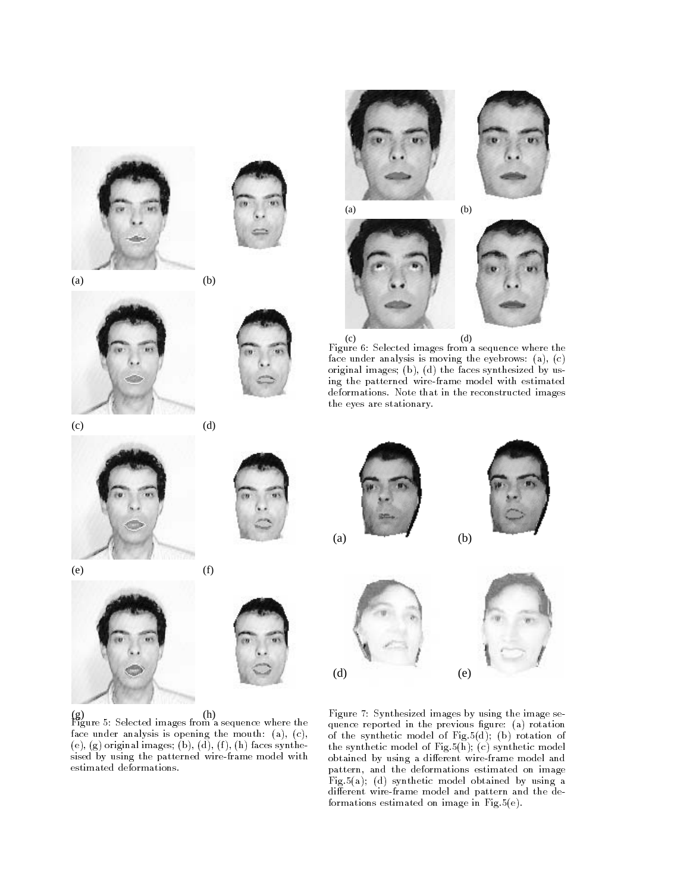(a) (b)

(c) (d)

(e) (f)

(g) (h)

Figure 5: Selected images from a sequence where the face under analysis is opening the mouth: (a), (c), (e), (g) original images; (b), (d), (f), (h) faces synthesised by using the patterned wire-frame model with estimated deformations.

(a) (b)

(c) (d)

Figure 6: Selected images from a sequence where the face under analysis is moving the eyebrows: (a), (c) original images; (b), (d) the faces synthesized by using the patterned wire-frame model with estimated deformations. Note that in the reconstructed images the eyes are stationary.

(a) (b)

(d) (e)

Figure 7: Synthesized images by using the image sequence reported in the previous figure: (a) rotation of the synthetic model of Fig.5(d); (b) rotation of the synthetic model of Fig.5(h); (c) synthetic model obtained by using a different wire-frame model and pattern, and the deformations estimated on image Fig.5(a); (d) synthetic model obtained by using a different wire-frame model and pattern and the deformations estimated on image in Fig.5(e).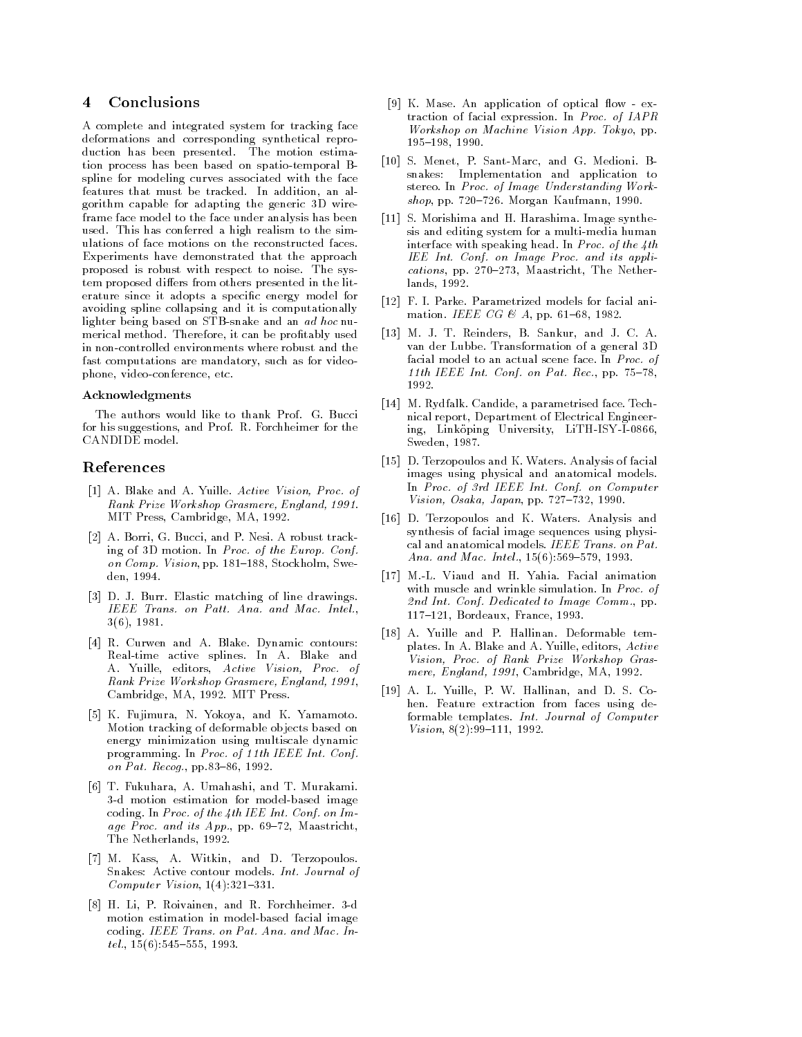## 4 Conclusions

A complete and integrated system for tracking face deformations and corresponding synthetical reproduction has been presented. The motion estimation process has been based on spatio-temporal B-spline for modeling curves associated with the face features that must be tracked. In addition, an algorithm capable for adapting the generic 3D wireframe face model to the face under analysis has been used. This has conferred a high realism to the simulations of face motions on the reconstructed faces. Experiments have demonstrated that the approach proposed is robust with respect to noise. The system proposed differs from others presented in the literature since it adopts a specific energy model for avoiding spline collapsing and it is computationally lighter being based on STB-snake and an *ad hoc* numerical method. Therefore, it can be profitably used in non-controlled environments where robust and the fast computations are mandatory, such as for videophone, video-conference, etc.

### Acknowledgments

The authors would like to thank Prof. G. Bucci for his suggestions, and Prof. R. Forchheimer for the CANDIDE model.

## References

[1] A. Blake and A. Yuille. *Active Vision, Proc. of Rank Prize Workshop Grasmere, England, 1991*. MIT Press, Cambridge, MA, 1992.

[2] A. Borri, G. Bucci, and P. Nesi. A robust tracking of 3D motion. In *Proc. of the Europ. Conf. on Comp. Vision*, pp. 181–188, Stockholm, Sweden, 1994.

[3] D. J. Burr. Elastic matching of line drawings. *IEEE Trans. on Patt. Ana. and Mac. Intel.*, 3(6), 1981.

[4] R. Curwen and A. Blake. Dynamic contours: Real-time active splines. In A. Blake and A. Yuille, editors, *Active Vision, Proc. of Rank Prize Workshop Grasmere, England, 1991*, Cambridge, MA, 1992. MIT Press.

[5] K. Fujimura, N. Yokoya, and K. Yamamoto. Motion tracking of deformable objects based on energy minimization using multiscale dynamic programming. In *Proc. of 11th IEEE Int. Conf. on Pat. Recog.*, pp.83–86, 1992.

[6] T. Fukuhara, A. Umahashi, and T. Murakami. 3-d motion estimation for model-based image coding. In *Proc. of the 4th IEE Int. Conf. on Image Proc. and its App.*, pp. 69–72, Maastricht, The Netherlands, 1992.

[7] M. Kass, A. Witkin, and D. Terzopoulos. Snakes: Active contour models. *Int. Journal of Computer Vision*, 1(4):321–331.

[8] H. Li, P. Roivainen, and R. Forchheimer. 3-d motion estimation in model-based facial image coding. *IEEE Trans. on Pat. Ana. and Mac. Intel.*, 15(6):545–555, 1993.

[9] K. Mase. An application of optical flow - extraction of facial expression. In *Proc. of IAPR Workshop on Machine Vision App. Tokyo*, pp. 195–198, 1990.

[10] S. Menet, P. Sant-Marc, and G. Medioni. B-snakes: Implementation and application to stereo. In *Proc. of Image Understanding Workshop*, pp. 720–726. Morgan Kaufmann, 1990.

[11] S. Morishima and H. Harashima. Image synthesis and editing system for a multi-media human interface with speaking head. In *Proc. of the 4th IEE Int. Conf. on Image Proc. and its applications*, pp. 270–273, Maastricht, The Netherlands, 1992.

[12] F. I. Parke. Parametrized models for facial animation. *IEEE CG & A*, pp. 61–68, 1982.

[13] M. J. T. Reinders, B. Sankur, and J. C. A. van der Lubbe. Transformation of a general 3D facial model to an actual scene face. In *Proc. of 11th IEEE Int. Conf. on Pat. Rec.*, pp. 75–78, 1992.

[14] M. Rydfalk. Candide, a parametrised face. Technical report, Department of Electrical Engineering, Linköping University, LiTH-ISY-I-0866, Sweden, 1987.

[15] D. Terzopoulos and K. Waters. Analysis of facial images using physical and anatomical models. In *Proc. of 3rd IEEE Int. Conf. on Computer Vision, Osaka, Japan*, pp. 727–732, 1990.

[16] D. Terzopoulos and K. Waters. Analysis and synthesis of facial image sequences using physical and anatomical models. *IEEE Trans. on Pat. Ana. and Mac. Intel.*, 15(6):569–579, 1993.

[17] M.-L. Viaud and H. Yahia. Facial animation with muscle and wrinkle simulation. In *Proc. of 2nd Int. Conf. Dedicated to Image Comm.*, pp. 117–121, Bordeaux, France, 1993.

[18] A. Yuille and P. Hallinan. Deformable templates. In A. Blake and A. Yuille, editors, *Active Vision, Proc. of Rank Prize Workshop Grasmere, England, 1991*, Cambridge, MA, 1992.

[19] A. L. Yuille, P. W. Hallinan, and D. S. Cohen. Feature extraction from faces using deformable templates. *Int. Journal of Computer Vision*, 8(2):99–111, 1992.